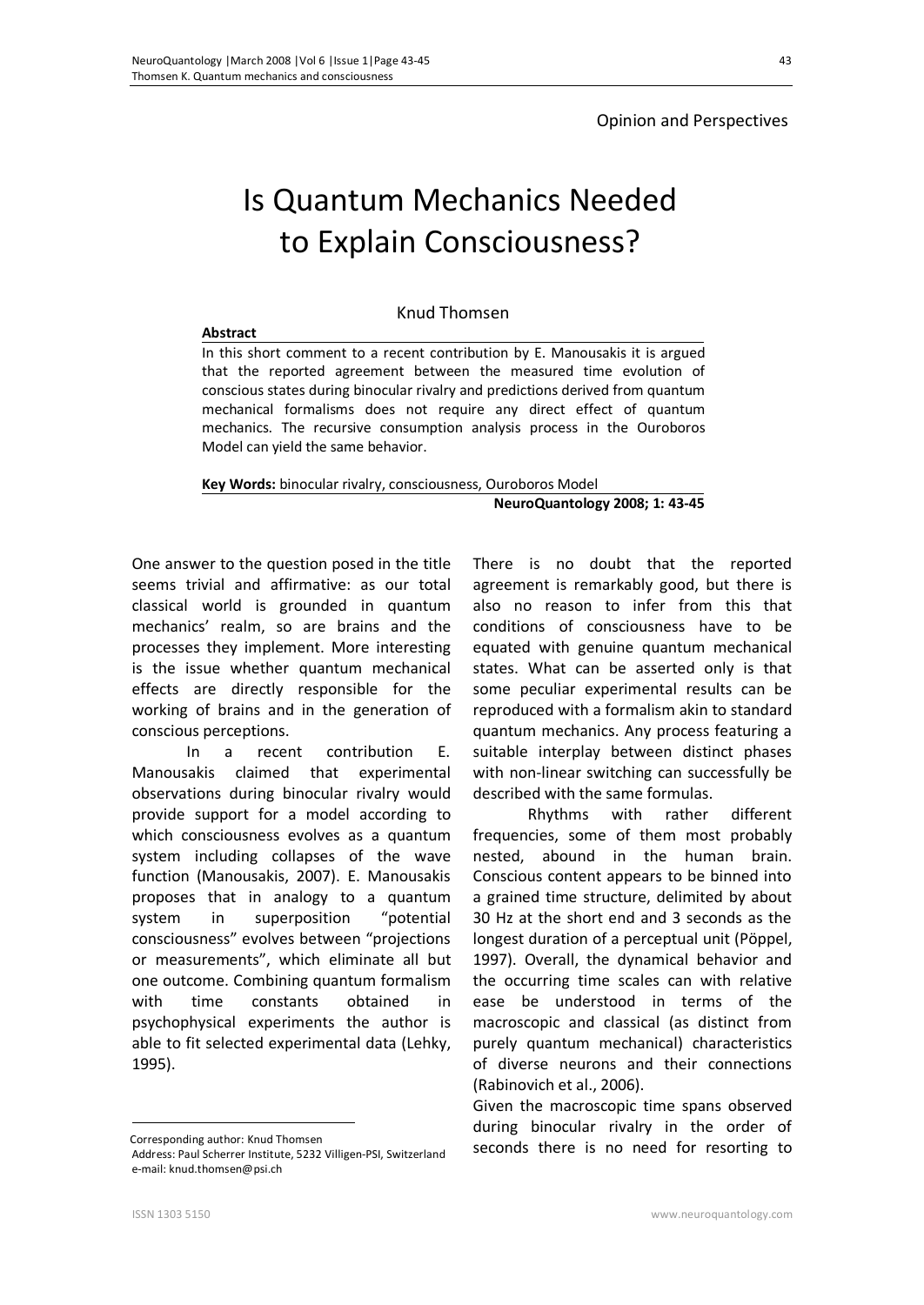Opinion and Perspectives

# Is Quantum Mechanics Needed to Explain Consciousness?

Knud Thomsen

**Abstract**

In this short comment to a recent contribution by E. Manousakis it is argued that the reported agreement between the measured time evolution of conscious states during binocular rivalry and predictions derived from quantum mechanical formalisms does not require any direct effect of quantum mechanics. The recursive consumption analysis process in the Ouroboros Model can yield the same behavior.

**Key Words:** binocular rivalry, consciousness, Ouroboros Model

**NeuroQuantology 2008; 1: 43-45**

One answer to the question posed in the title seems trivial and affirmative: as our total classical world is grounded in quantum mechanics' realm, so are brains and the processes they implement. More interesting is the issue whether quantum mechanical effects are directly responsible for the working of brains and in the generation of conscious perceptions.

In a recent contribution E. Manousakis claimed that experimental observations during binocular rivalry would provide support for a model according to which consciousness evolves as a quantum system including collapses of the wave function (Manousakis, 2007). E. Manousakis proposes that in analogy to a quantum system in superposition "potential consciousness" evolves between "projections or measurements", which eliminate all but one outcome. Combining quantum formalism with time constants obtained in psychophysical experiments the author is able to fit selected experimental data (Lehky, 1995).

There is no doubt that the reported agreement is remarkably good, but there is also no reason to infer from this that conditions of consciousness have to be equated with genuine quantum mechanical states. What can be asserted only is that some peculiar experimental results can be reproduced with a formalism akin to standard quantum mechanics. Any process featuring a suitable interplay between distinct phases with non-linear switching can successfully be described with the same formulas.

Rhythms with rather different frequencies, some of them most probably nested, abound in the human brain. Conscious content appears to be binned into a grained time structure, delimited by about 30 Hz at the short end and 3 seconds as the longest duration of a perceptual unit (Pöppel, 1997). Overall, the dynamical behavior and the occurring time scales can with relative ease be understood in terms of the macroscopic and classical (as distinct from purely quantum mechanical) characteristics of diverse neurons and their connections (Rabinovich et al., 2006).

Given the macroscopic time spans observed during binocular rivalry in the order of seconds there is no need for resorting to

---

Corresponding author: Knud Thomsen
Address: Paul Scherrer Institute, 5232 Villigen-PSI, Switzerland
e-mail: knud.thomsen@psi.ch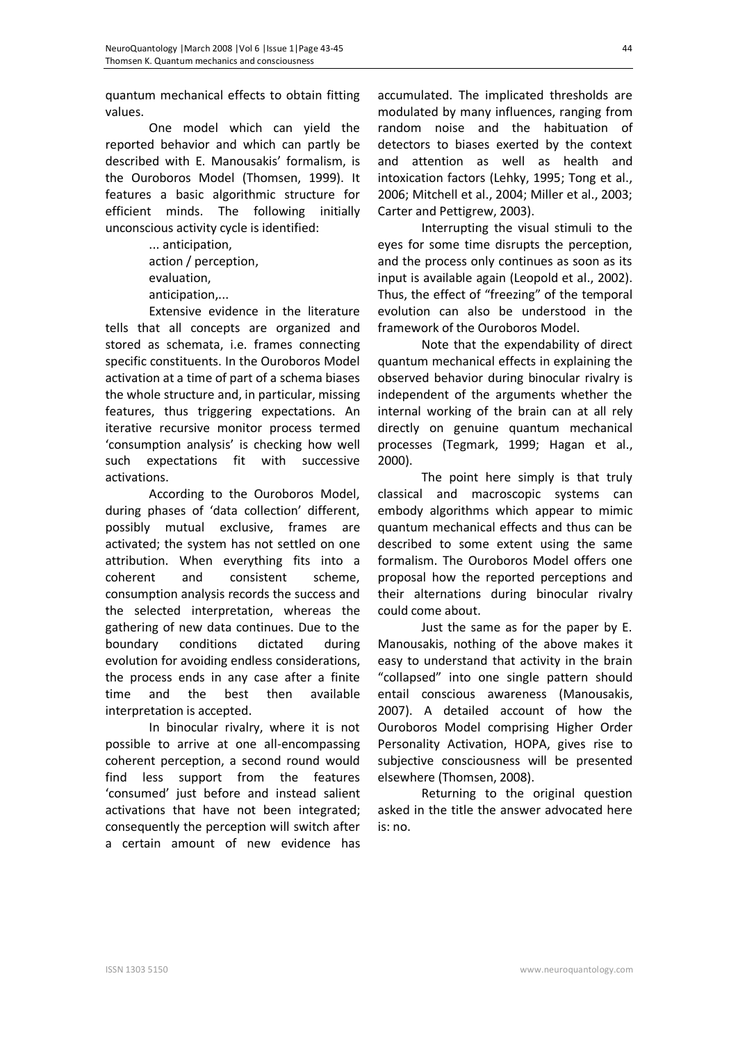quantum mechanical effects to obtain fitting values.

One model which can yield the reported behavior and which can partly be described with E. Manousakis' formalism, is the Ouroboros Model (Thomsen, 1999). It features a basic algorithmic structure for efficient minds. The following initially unconscious activity cycle is identified:

... anticipation,
action / perception,
evaluation,
anticipation,...

Extensive evidence in the literature tells that all concepts are organized and stored as schemata, i.e. frames connecting specific constituents. In the Ouroboros Model activation at a time of part of a schema biases the whole structure and, in particular, missing features, thus triggering expectations. An iterative recursive monitor process termed 'consumption analysis' is checking how well such expectations fit with successive activations.

According to the Ouroboros Model, during phases of 'data collection' different, possibly mutual exclusive, frames are activated; the system has not settled on one attribution. When everything fits into a coherent and consistent scheme, consumption analysis records the success and the selected interpretation, whereas the gathering of new data continues. Due to the boundary conditions dictated during evolution for avoiding endless considerations, the process ends in any case after a finite time and the best then available interpretation is accepted.

In binocular rivalry, where it is not possible to arrive at one all-encompassing coherent perception, a second round would find less support from the features 'consumed' just before and instead salient activations that have not been integrated; consequently the perception will switch after a certain amount of new evidence has accumulated. The implicated thresholds are modulated by many influences, ranging from random noise and the habituation of detectors to biases exerted by the context and attention as well as health and intoxication factors (Lehky, 1995; Tong et al., 2006; Mitchell et al., 2004; Miller et al., 2003; Carter and Pettigrew, 2003).

Interrupting the visual stimuli to the eyes for some time disrupts the perception, and the process only continues as soon as its input is available again (Leopold et al., 2002). Thus, the effect of "freezing" of the temporal evolution can also be understood in the framework of the Ouroboros Model.

Note that the expendability of direct quantum mechanical effects in explaining the observed behavior during binocular rivalry is independent of the arguments whether the internal working of the brain can at all rely directly on genuine quantum mechanical processes (Tegmark, 1999; Hagan et al., 2000).

The point here simply is that truly classical and macroscopic systems can embody algorithms which appear to mimic quantum mechanical effects and thus can be described to some extent using the same formalism. The Ouroboros Model offers one proposal how the reported perceptions and their alternations during binocular rivalry could come about.

Just the same as for the paper by E. Manousakis, nothing of the above makes it easy to understand that activity in the brain "collapsed" into one single pattern should entail conscious awareness (Manousakis, 2007). A detailed account of how the Ouroboros Model comprising Higher Order Personality Activation, HOPA, gives rise to subjective consciousness will be presented elsewhere (Thomsen, 2008).

Returning to the original question asked in the title the answer advocated here is: no.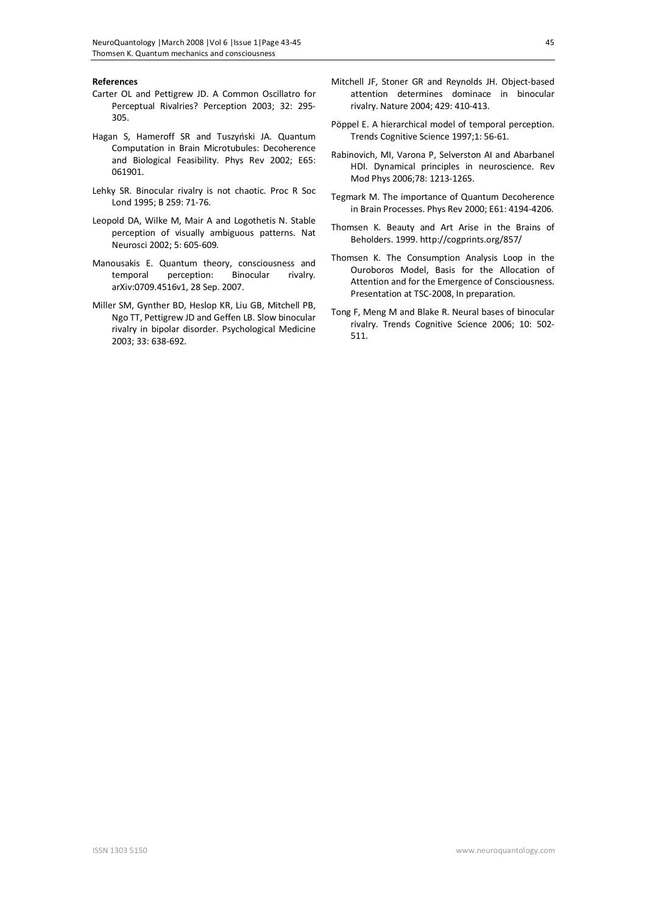**References**

Carter OL and Pettigrew JD. A Common Oscillatro for Perceptual Rivalries? Perception 2003; 32: 295-305.

Hagan S, Hameroff SR and Tuszyński JA. Quantum Computation in Brain Microtubules: Decoherence and Biological Feasibility. Phys Rev 2002; E65: 061901.

Lehky SR. Binocular rivalry is not chaotic. Proc R Soc Lond 1995; B 259: 71-76.

Leopold DA, Wilke M, Mair A and Logothetis N. Stable perception of visually ambiguous patterns. Nat Neurosci 2002; 5: 605-609.

Manousakis E. Quantum theory, consciousness and temporal perception: Binocular rivalry. arXiv:0709.4516v1, 28 Sep. 2007.

Miller SM, Gynther BD, Heslop KR, Liu GB, Mitchell PB, Ngo TT, Pettigrew JD and Geffen LB. Slow binocular rivalry in bipolar disorder. Psychological Medicine 2003; 33: 638-692.

Mitchell JF, Stoner GR and Reynolds JH. Object-based attention determines dominace in binocular rivalry. Nature 2004; 429: 410-413.

Pöppel E. A hierarchical model of temporal perception. Trends Cognitive Science 1997;1: 56-61.

Rabinovich, MI, Varona P, Selverston AI and Abarbanel HDI. Dynamical principles in neuroscience. Rev Mod Phys 2006;78: 1213-1265.

Tegmark M. The importance of Quantum Decoherence in Brain Processes. Phys Rev 2000; E61: 4194-4206.

Thomsen K. Beauty and Art Arise in the Brains of Beholders. 1999. http://cogprints.org/857/

Thomsen K. The Consumption Analysis Loop in the Ouroboros Model, Basis for the Allocation of Attention and for the Emergence of Consciousness. Presentation at TSC-2008, In preparation.

Tong F, Meng M and Blake R. Neural bases of binocular rivalry. Trends Cognitive Science 2006; 10: 502-511.